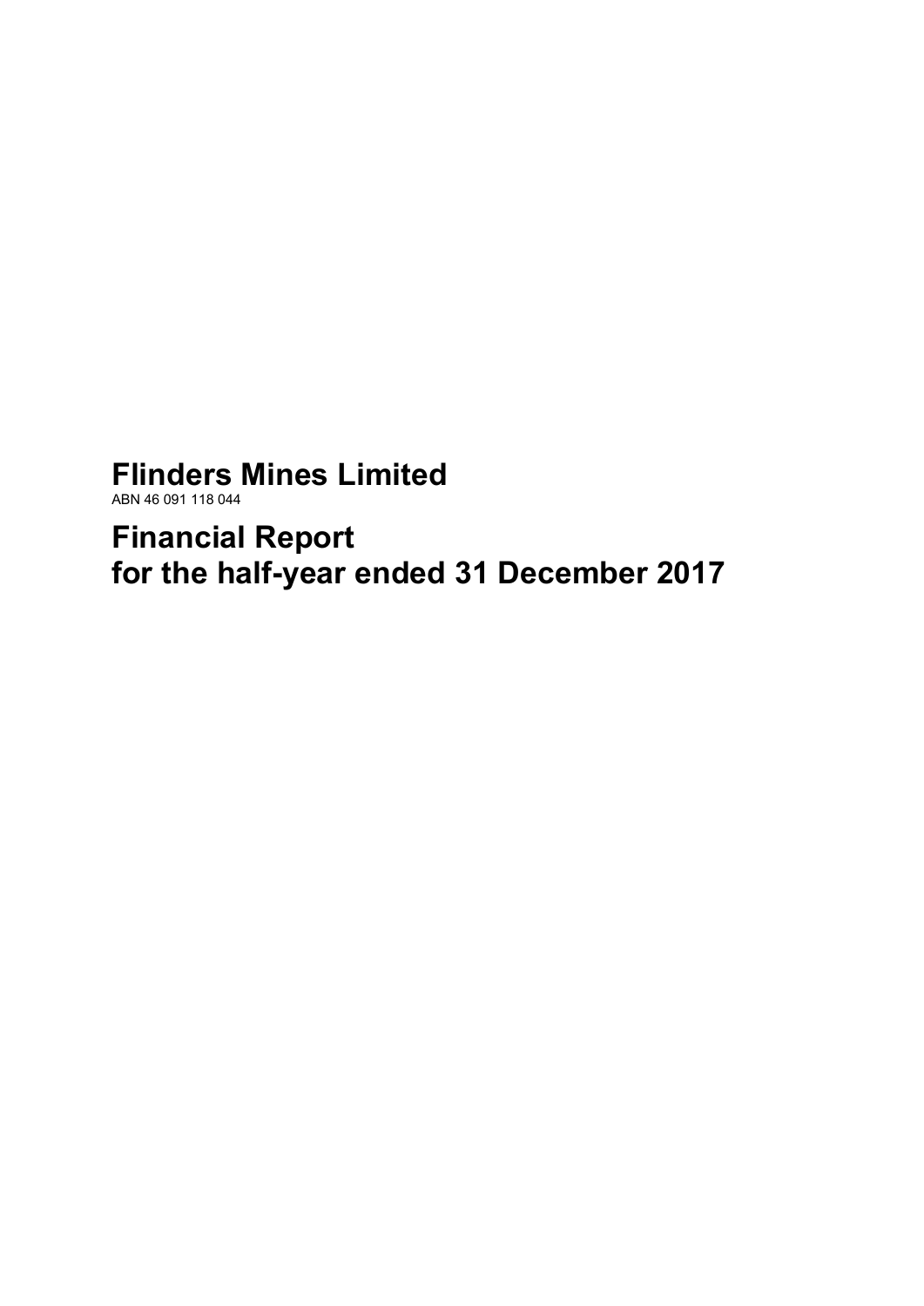# Flinders Mines Limited

ABN 46 091 118 044

# Financial Report for the half-year ended 31 December 2017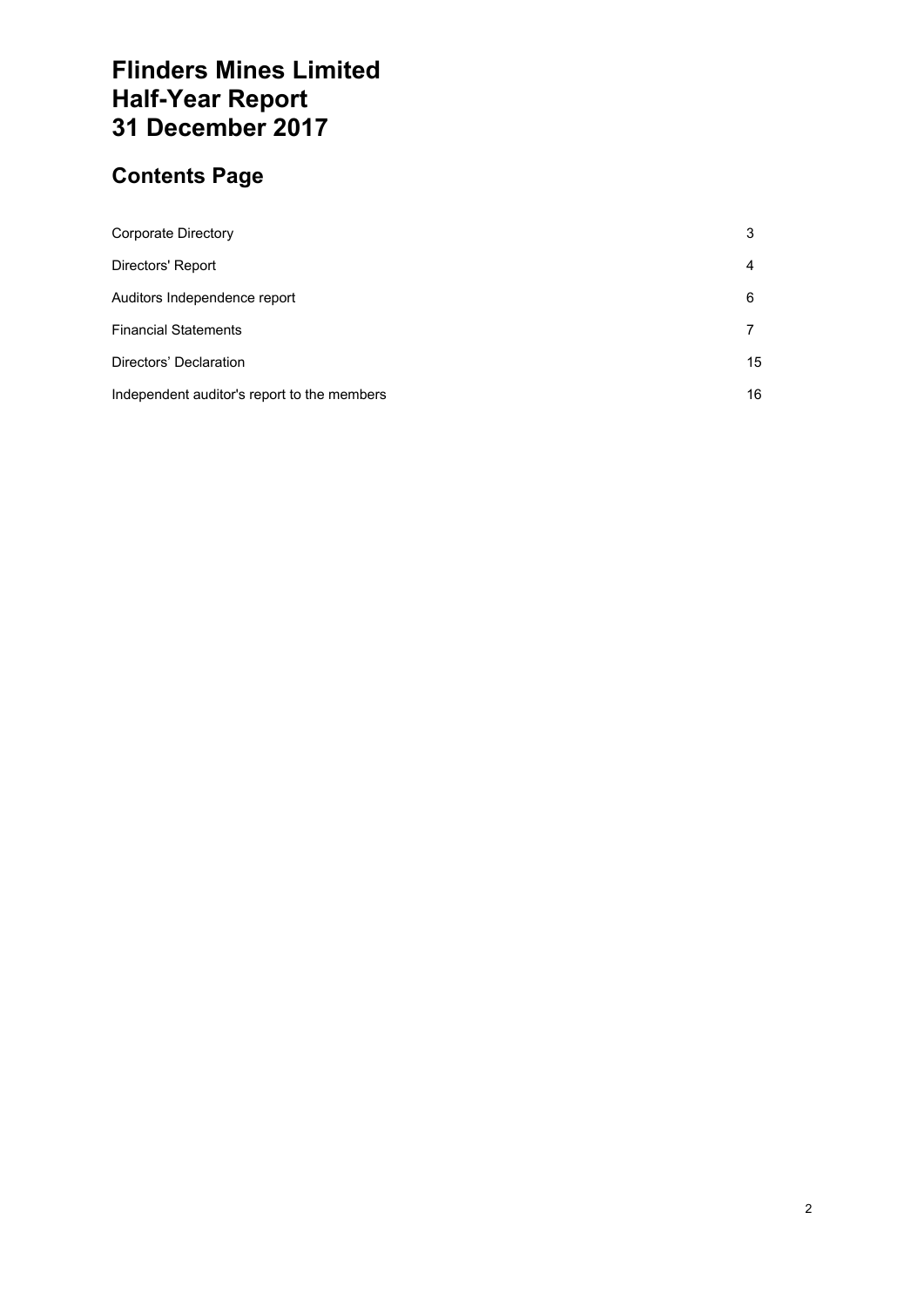# Flinders Mines Limited
# Half-Year Report
# 31 December 2017

## Contents Page

| | |
|---|---|
| Corporate Directory | 3 |
| Directors' Report | 4 |
| Auditors Independence report | 6 |
| Financial Statements | 7 |
| Directors' Declaration | 15 |
| Independent auditor's report to the members | 16 |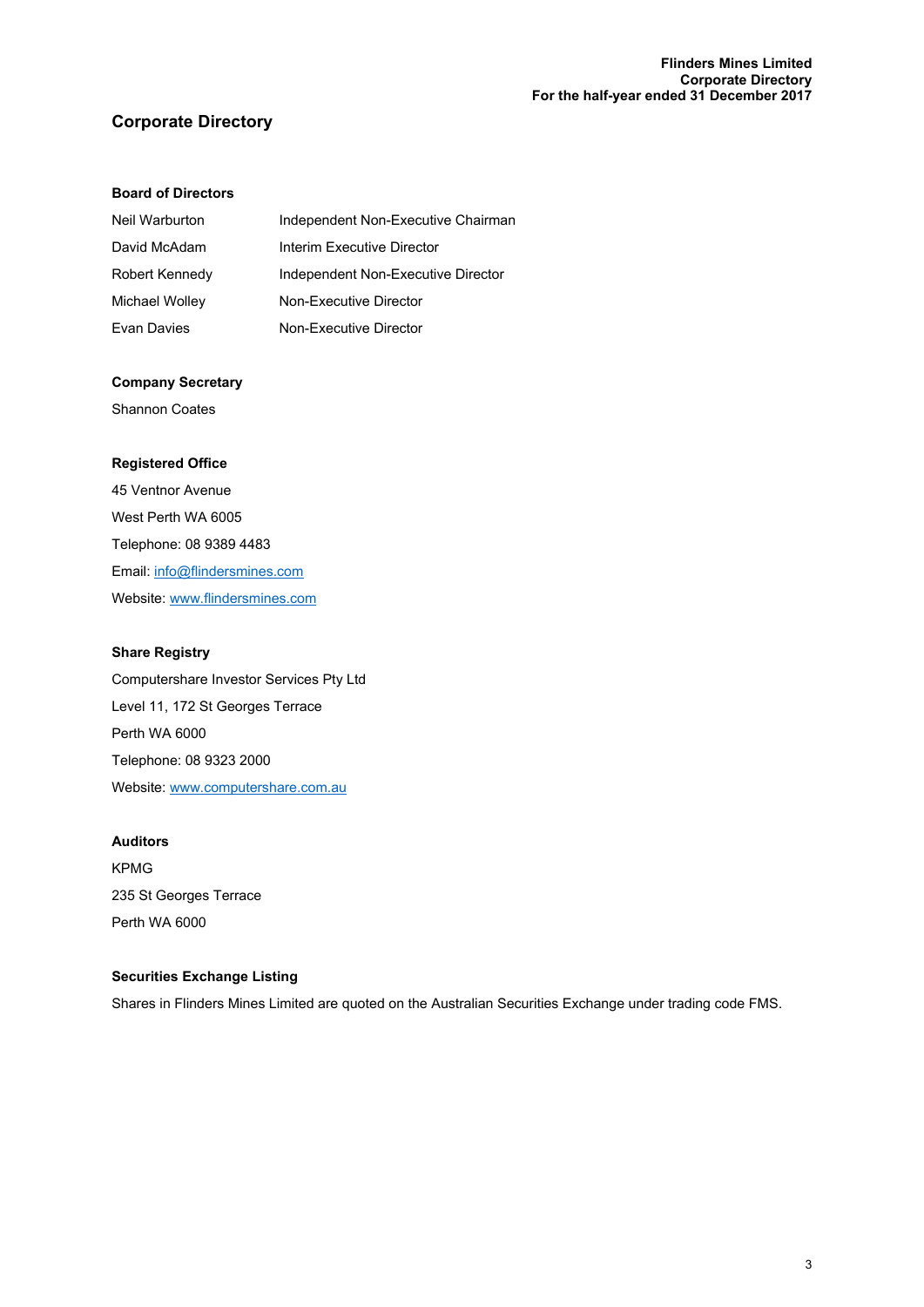# Corporate Directory

## Board of Directors

| | |
|---|---|
| Neil Warburton | Independent Non-Executive Chairman |
| David McAdam | Interim Executive Director |
| Robert Kennedy | Independent Non-Executive Director |
| Michael Wolley | Non-Executive Director |
| Evan Davies | Non-Executive Director |

## Company Secretary

Shannon Coates

## Registered Office

45 Ventnor Avenue

West Perth WA 6005

Telephone: 08 9389 4483

Email: info@flindersmines.com

Website: www.flindersmines.com

## Share Registry

Computershare Investor Services Pty Ltd

Level 11, 172 St Georges Terrace

Perth WA 6000

Telephone: 08 9323 2000

Website: www.computershare.com.au

## Auditors

KPMG

235 St Georges Terrace

Perth WA 6000

## Securities Exchange Listing

Shares in Flinders Mines Limited are quoted on the Australian Securities Exchange under trading code FMS.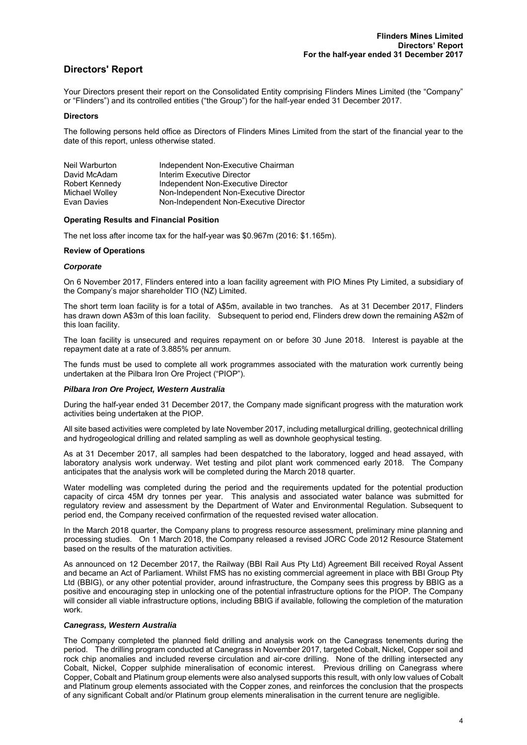# Directors' Report

Your Directors present their report on the Consolidated Entity comprising Flinders Mines Limited (the "Company" or "Flinders") and its controlled entities ("the Group") for the half-year ended 31 December 2017.

**Directors**

The following persons held office as Directors of Flinders Mines Limited from the start of the financial year to the date of this report, unless otherwise stated.

| | |
|---|---|
| Neil Warburton | Independent Non-Executive Chairman |
| David McAdam | Interim Executive Director |
| Robert Kennedy | Independent Non-Executive Director |
| Michael Wolley | Non-Independent Non-Executive Director |
| Evan Davies | Non-Independent Non-Executive Director |

**Operating Results and Financial Position**

The net loss after income tax for the half-year was \$0.967m (2016: \$1.165m).

**Review of Operations**

***Corporate***

On 6 November 2017, Flinders entered into a loan facility agreement with PIO Mines Pty Limited, a subsidiary of the Company's major shareholder TIO (NZ) Limited.

The short term loan facility is for a total of A\$5m, available in two tranches. As at 31 December 2017, Flinders has drawn down A\$3m of this loan facility. Subsequent to period end, Flinders drew down the remaining A\$2m of this loan facility.

The loan facility is unsecured and requires repayment on or before 30 June 2018. Interest is payable at the repayment date at a rate of 3.885% per annum.

The funds must be used to complete all work programmes associated with the maturation work currently being undertaken at the Pilbara Iron Ore Project ("PIOP").

***Pilbara Iron Ore Project, Western Australia***

During the half-year ended 31 December 2017, the Company made significant progress with the maturation work activities being undertaken at the PIOP.

All site based activities were completed by late November 2017, including metallurgical drilling, geotechnical drilling and hydrogeological drilling and related sampling as well as downhole geophysical testing.

As at 31 December 2017, all samples had been despatched to the laboratory, logged and head assayed, with laboratory analysis work underway. Wet testing and pilot plant work commenced early 2018. The Company anticipates that the analysis work will be completed during the March 2018 quarter.

Water modelling was completed during the period and the requirements updated for the potential production capacity of circa 45M dry tonnes per year. This analysis and associated water balance was submitted for regulatory review and assessment by the Department of Water and Environmental Regulation. Subsequent to period end, the Company received confirmation of the requested revised water allocation.

In the March 2018 quarter, the Company plans to progress resource assessment, preliminary mine planning and processing studies. On 1 March 2018, the Company released a revised JORC Code 2012 Resource Statement based on the results of the maturation activities.

As announced on 12 December 2017, the Railway (BBI Rail Aus Pty Ltd) Agreement Bill received Royal Assent and became an Act of Parliament. Whilst FMS has no existing commercial agreement in place with BBI Group Pty Ltd (BBIG), or any other potential provider, around infrastructure, the Company sees this progress by BBIG as a positive and encouraging step in unlocking one of the potential infrastructure options for the PIOP. The Company will consider all viable infrastructure options, including BBIG if available, following the completion of the maturation work.

***Canegrass, Western Australia***

The Company completed the planned field drilling and analysis work on the Canegrass tenements during the period. The drilling program conducted at Canegrass in November 2017, targeted Cobalt, Nickel, Copper soil and rock chip anomalies and included reverse circulation and air-core drilling. None of the drilling intersected any Cobalt, Nickel, Copper sulphide mineralisation of economic interest. Previous drilling on Canegrass where Copper, Cobalt and Platinum group elements were also analysed supports this result, with only low values of Cobalt and Platinum group elements associated with the Copper zones, and reinforces the conclusion that the prospects of any significant Cobalt and/or Platinum group elements mineralisation in the current tenure are negligible.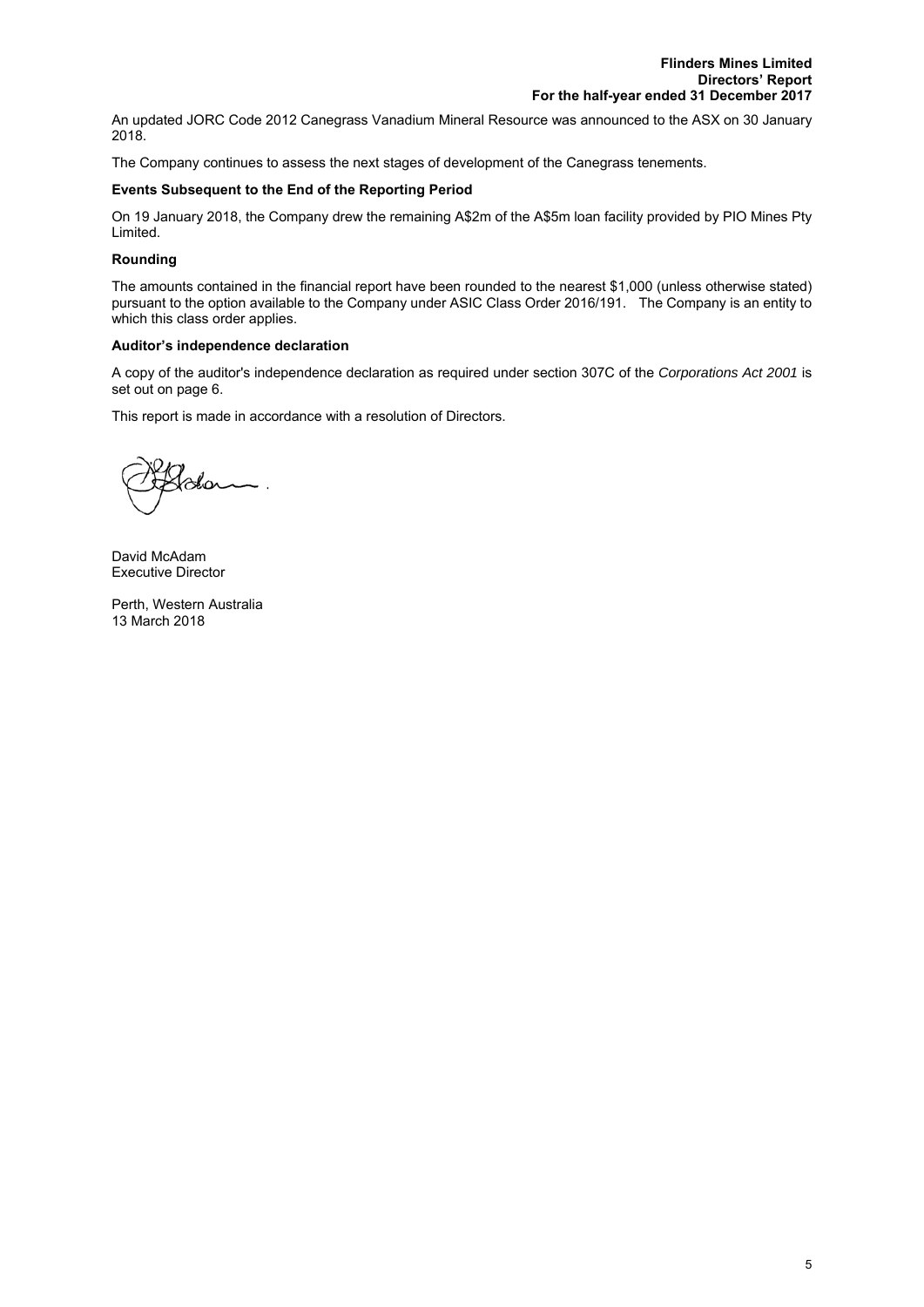An updated JORC Code 2012 Canegrass Vanadium Mineral Resource was announced to the ASX on 30 January 2018.

The Company continues to assess the next stages of development of the Canegrass tenements.

**Events Subsequent to the End of the Reporting Period**

On 19 January 2018, the Company drew the remaining A$2m of the A$5m loan facility provided by PIO Mines Pty Limited.

**Rounding**

The amounts contained in the financial report have been rounded to the nearest $1,000 (unless otherwise stated) pursuant to the option available to the Company under ASIC Class Order 2016/191. The Company is an entity to which this class order applies.

**Auditor's independence declaration**

A copy of the auditor's independence declaration as required under section 307C of the *Corporations Act 2001* is set out on page 6.

This report is made in accordance with a resolution of Directors.

David McAdam
Executive Director

Perth, Western Australia
13 March 2018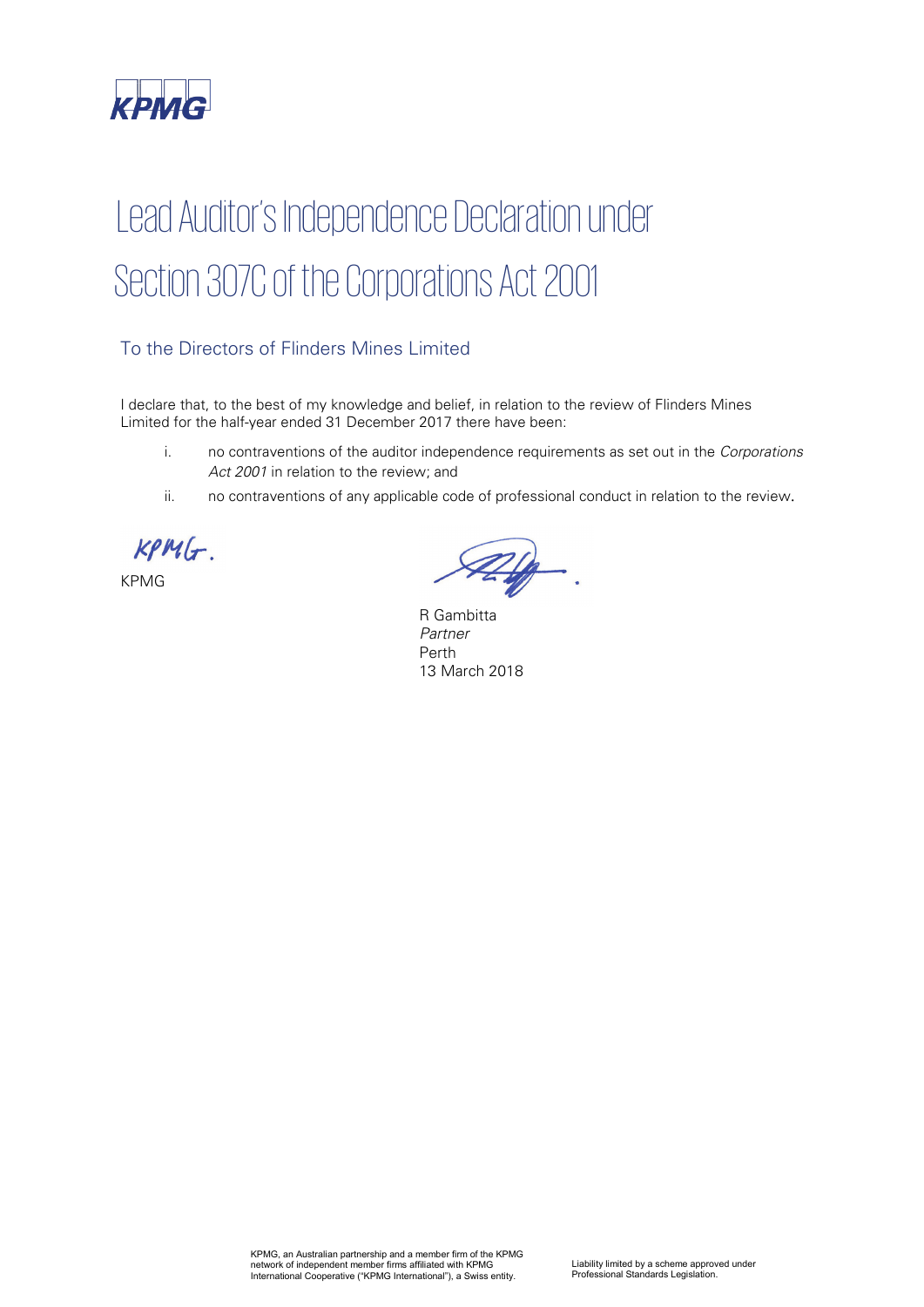# Lead Auditor's Independence Declaration under Section 307C of the Corporations Act 2001

## To the Directors of Flinders Mines Limited

I declare that, to the best of my knowledge and belief, in relation to the review of Flinders Mines Limited for the half-year ended 31 December 2017 there have been:

i. no contraventions of the auditor independence requirements as set out in the *Corporations Act 2001* in relation to the review; and

ii. no contraventions of any applicable code of professional conduct in relation to the review.

KPMG

R Gambitta
*Partner*
Perth
13 March 2018

KPMG, an Australian partnership and a member firm of the KPMG network of independent member firms affiliated with KPMG International Cooperative ("KPMG International"), a Swiss entity.

Liability limited by a scheme approved under Professional Standards Legislation.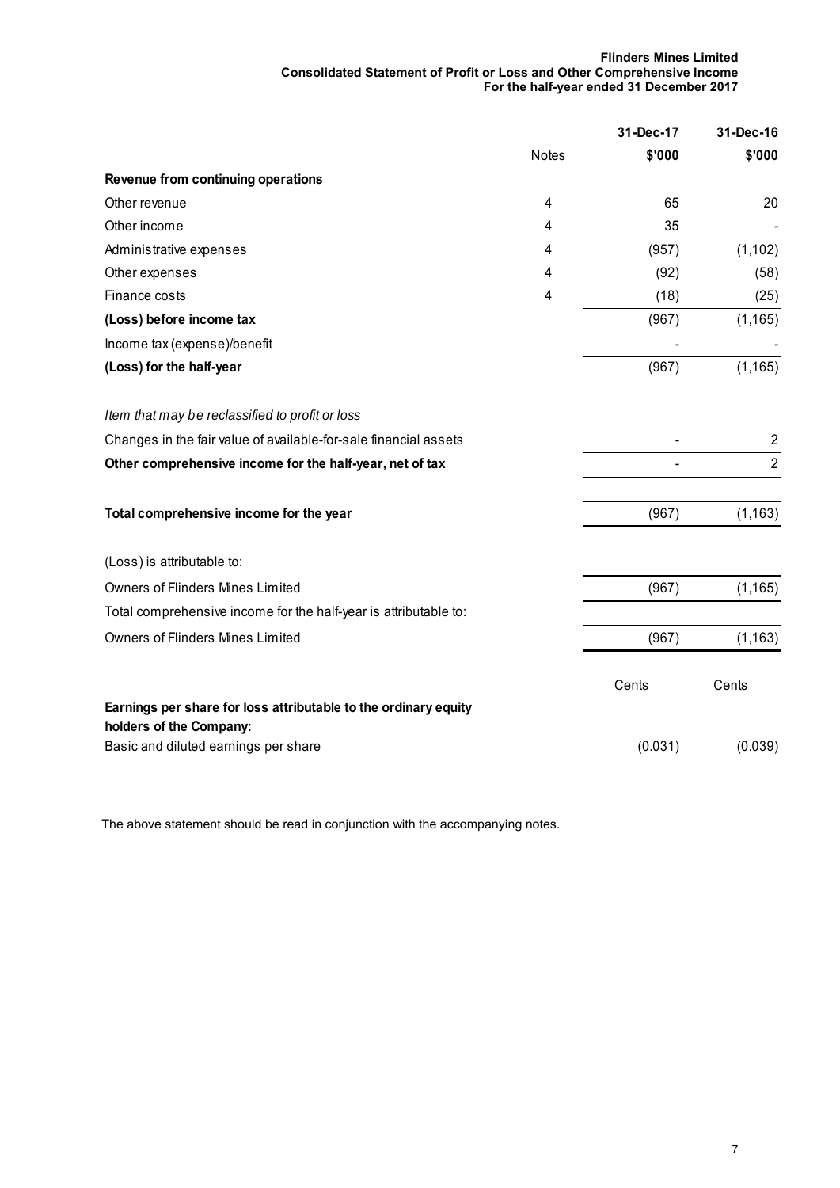**Flinders Mines Limited**
**Consolidated Statement of Profit or Loss and Other Comprehensive Income**
**For the half-year ended 31 December 2017**

| | Notes | 31-Dec-17 $'000 | 31-Dec-16 $'000 |
|---|---|---|---|
| **Revenue from continuing operations** | | | |
| Other revenue | 4 | 65 | 20 |
| Other income | 4 | 35 | - |
| Administrative expenses | 4 | (957) | (1,102) |
| Other expenses | 4 | (92) | (58) |
| Finance costs | 4 | (18) | (25) |
| **(Loss) before income tax** | | (967) | (1,165) |
| Income tax (expense)/benefit | | - | - |
| **(Loss) for the half-year** | | (967) | (1,165) |
| | | | |
| *Item that may be reclassified to profit or loss* | | | |
| Changes in the fair value of available-for-sale financial assets | | - | 2 |
| **Other comprehensive income for the half-year, net of tax** | | - | 2 |
| | | | |
| **Total comprehensive income for the year** | | (967) | (1,163) |
| | | | |
| (Loss) is attributable to: | | | |
| Owners of Flinders Mines Limited | | (967) | (1,165) |
| Total comprehensive income for the half-year is attributable to: | | | |
| Owners of Flinders Mines Limited | | (967) | (1,163) |
| | | | |
| | | Cents | Cents |
| **Earnings per share for loss attributable to the ordinary equity holders of the Company:** | | | |
| Basic and diluted earnings per share | | (0.031) | (0.039) |

The above statement should be read in conjunction with the accompanying notes.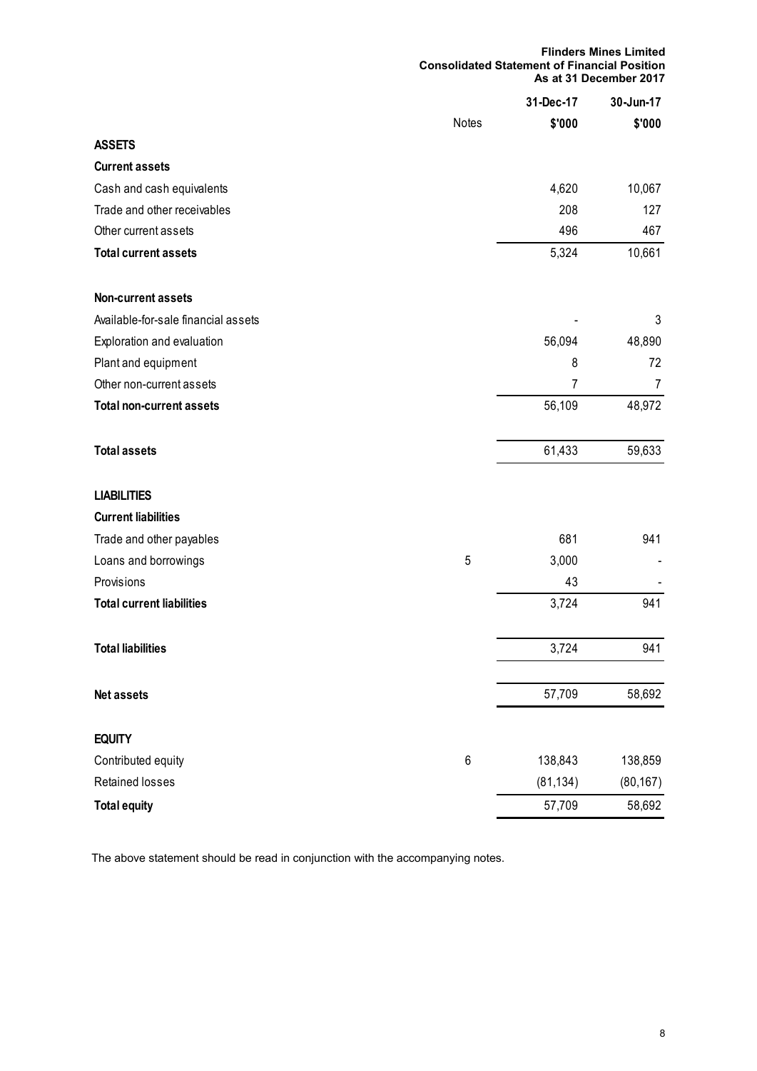**Flinders Mines Limited**
**Consolidated Statement of Financial Position**
**As at 31 December 2017**

| | Notes | 31-Dec-17 | 30-Jun-17 |
|---|---|---|---|
| | | **$'000** | **$'000** |
| **ASSETS** | | | |
| **Current assets** | | | |
| Cash and cash equivalents | | 4,620 | 10,067 |
| Trade and other receivables | | 208 | 127 |
| Other current assets | | 496 | 467 |
| **Total current assets** | | 5,324 | 10,661 |
| | | | |
| **Non-current assets** | | | |
| Available-for-sale financial assets | | - | 3 |
| Exploration and evaluation | | 56,094 | 48,890 |
| Plant and equipment | | 8 | 72 |
| Other non-current assets | | 7 | 7 |
| **Total non-current assets** | | 56,109 | 48,972 |
| | | | |
| **Total assets** | | 61,433 | 59,633 |
| | | | |
| **LIABILITIES** | | | |
| **Current liabilities** | | | |
| Trade and other payables | | 681 | 941 |
| Loans and borrowings | 5 | 3,000 | - |
| Provisions | | 43 | - |
| **Total current liabilities** | | 3,724 | 941 |
| | | | |
| **Total liabilities** | | 3,724 | 941 |
| | | | |
| **Net assets** | | 57,709 | 58,692 |
| | | | |
| **EQUITY** | | | |
| Contributed equity | 6 | 138,843 | 138,859 |
| Retained losses | | (81,134) | (80,167) |
| **Total equity** | | 57,709 | 58,692 |

The above statement should be read in conjunction with the accompanying notes.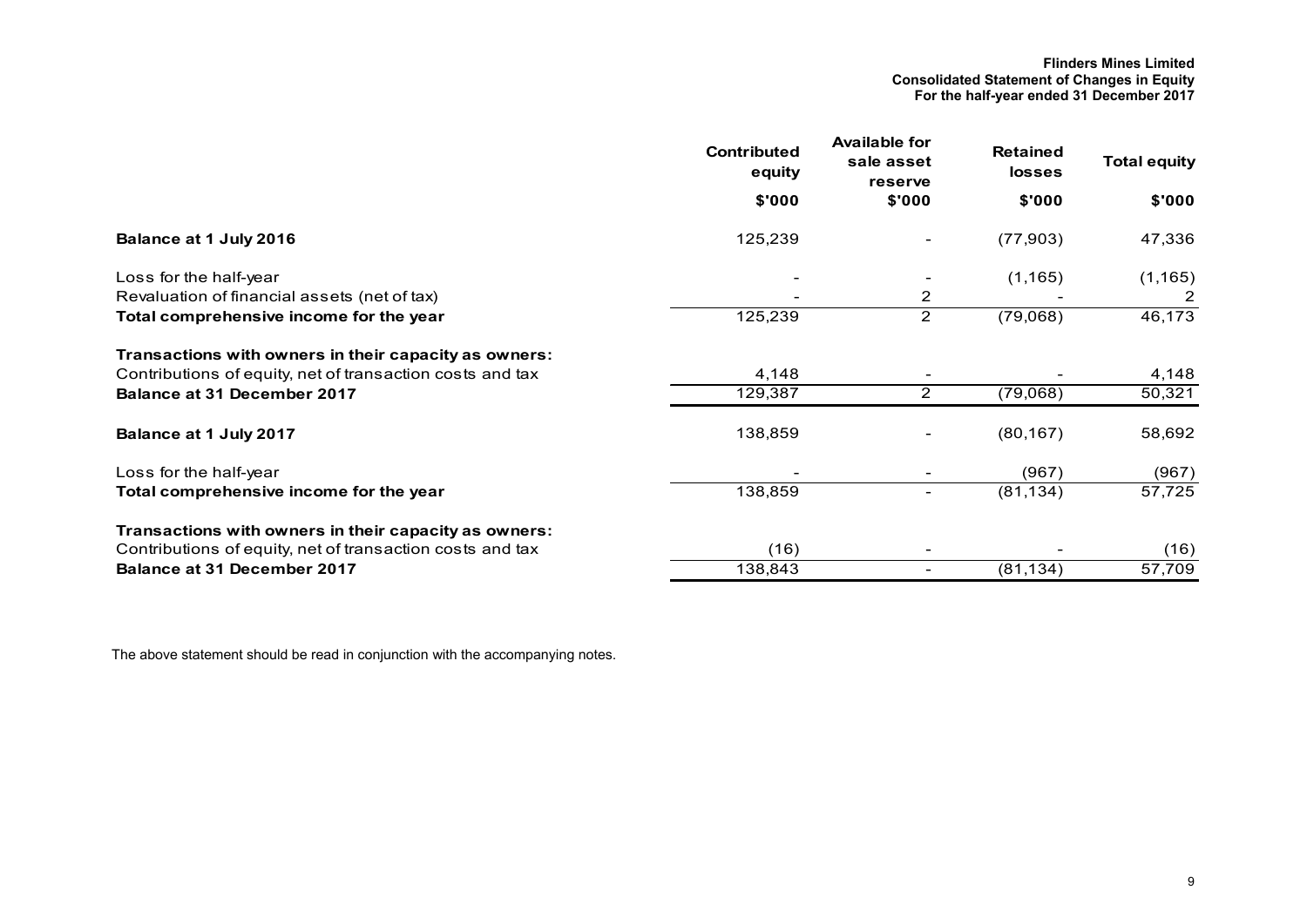**Flinders Mines Limited**
**Consolidated Statement of Changes in Equity**
**For the half-year ended 31 December 2017**

| | Contributed equity | Available for sale asset reserve | Retained losses | Total equity |
|---|---|---|---|---|
| | $'000 | $'000 | $'000 | $'000 |
| **Balance at 1 July 2016** | 125,239 | - | (77,903) | 47,336 |
| Loss for the half-year | - | - | (1,165) | (1,165) |
| Revaluation of financial assets (net of tax) | - | 2 | - | 2 |
| **Total comprehensive income for the year** | 125,239 | 2 | (79,068) | 46,173 |
| **Transactions with owners in their capacity as owners:** | | | | |
| Contributions of equity, net of transaction costs and tax | 4,148 | - | - | 4,148 |
| **Balance at 31 December 2017** | 129,387 | 2 | (79,068) | 50,321 |
| **Balance at 1 July 2017** | 138,859 | - | (80,167) | 58,692 |
| Loss for the half-year | - | - | (967) | (967) |
| **Total comprehensive income for the year** | 138,859 | - | (81,134) | 57,725 |
| **Transactions with owners in their capacity as owners:** | | | | |
| Contributions of equity, net of transaction costs and tax | (16) | - | - | (16) |
| **Balance at 31 December 2017** | 138,843 | - | (81,134) | 57,709 |

The above statement should be read in conjunction with the accompanying notes.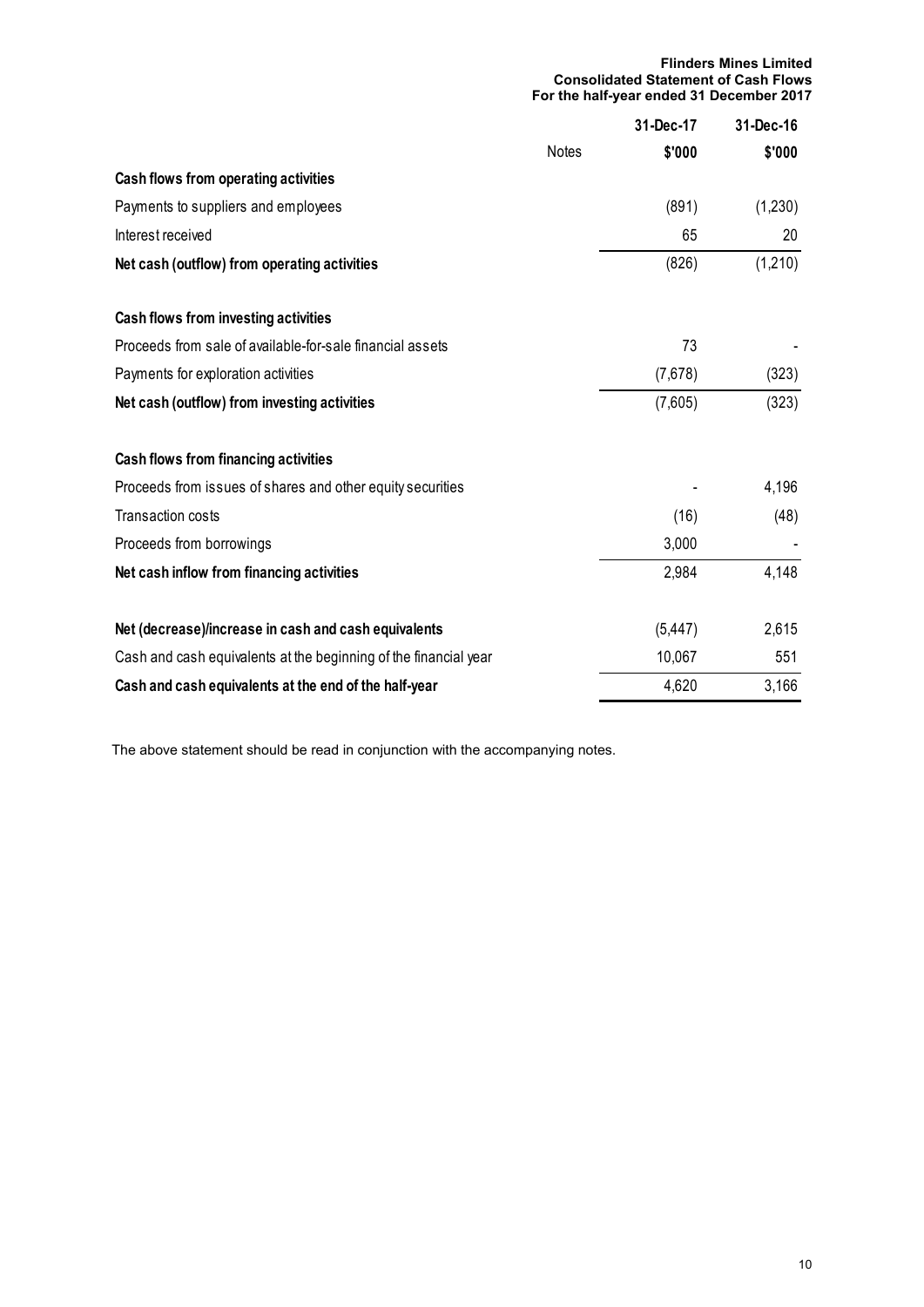**Flinders Mines Limited**
**Consolidated Statement of Cash Flows**
**For the half-year ended 31 December 2017**

| | Notes | 31-Dec-17 $'000 | 31-Dec-16 $'000 |
|---|---|---|---|
| **Cash flows from operating activities** | | | |
| Payments to suppliers and employees | | (891) | (1,230) |
| Interest received | | 65 | 20 |
| **Net cash (outflow) from operating activities** | | (826) | (1,210) |
| | | | |
| **Cash flows from investing activities** | | | |
| Proceeds from sale of available-for-sale financial assets | | 73 | - |
| Payments for exploration activities | | (7,678) | (323) |
| **Net cash (outflow) from investing activities** | | (7,605) | (323) |
| | | | |
| **Cash flows from financing activities** | | | |
| Proceeds from issues of shares and other equity securities | | - | 4,196 |
| Transaction costs | | (16) | (48) |
| Proceeds from borrowings | | 3,000 | - |
| **Net cash inflow from financing activities** | | 2,984 | 4,148 |
| | | | |
| **Net (decrease)/increase in cash and cash equivalents** | | (5,447) | 2,615 |
| Cash and cash equivalents at the beginning of the financial year | | 10,067 | 551 |
| **Cash and cash equivalents at the end of the half-year** | | 4,620 | 3,166 |

The above statement should be read in conjunction with the accompanying notes.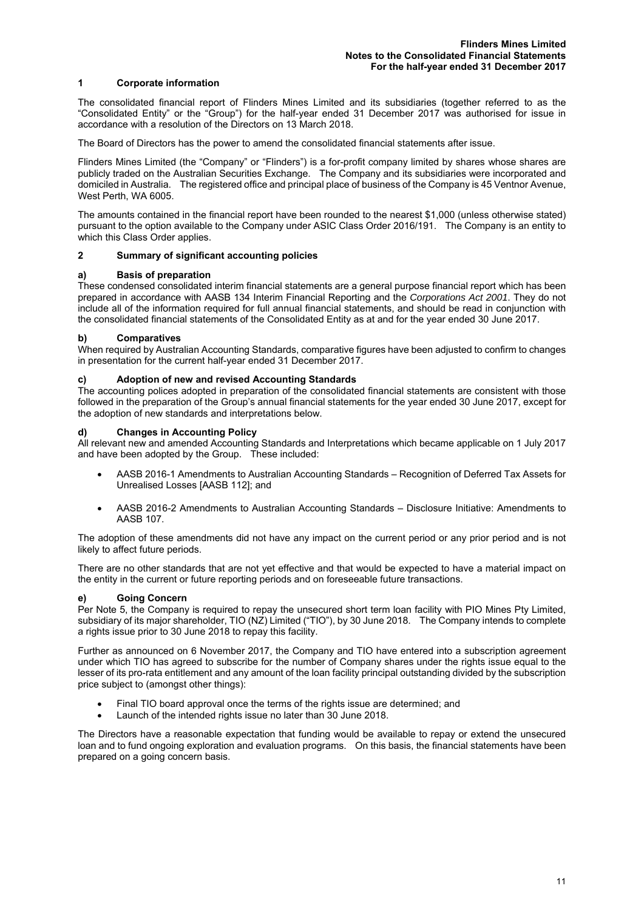## 1 Corporate information

The consolidated financial report of Flinders Mines Limited and its subsidiaries (together referred to as the "Consolidated Entity" or the "Group") for the half-year ended 31 December 2017 was authorised for issue in accordance with a resolution of the Directors on 13 March 2018.

The Board of Directors has the power to amend the consolidated financial statements after issue.

Flinders Mines Limited (the "Company" or "Flinders") is a for-profit company limited by shares whose shares are publicly traded on the Australian Securities Exchange. The Company and its subsidiaries were incorporated and domiciled in Australia. The registered office and principal place of business of the Company is 45 Ventnor Avenue, West Perth, WA 6005.

The amounts contained in the financial report have been rounded to the nearest $1,000 (unless otherwise stated) pursuant to the option available to the Company under ASIC Class Order 2016/191. The Company is an entity to which this Class Order applies.

## 2 Summary of significant accounting policies

### a) Basis of preparation

These condensed consolidated interim financial statements are a general purpose financial report which has been prepared in accordance with AASB 134 Interim Financial Reporting and the *Corporations Act 2001*. They do not include all of the information required for full annual financial statements, and should be read in conjunction with the consolidated financial statements of the Consolidated Entity as at and for the year ended 30 June 2017.

### b) Comparatives

When required by Australian Accounting Standards, comparative figures have been adjusted to confirm to changes in presentation for the current half-year ended 31 December 2017.

### c) Adoption of new and revised Accounting Standards

The accounting polices adopted in preparation of the consolidated financial statements are consistent with those followed in the preparation of the Group's annual financial statements for the year ended 30 June 2017, except for the adoption of new standards and interpretations below.

### d) Changes in Accounting Policy

All relevant new and amended Accounting Standards and Interpretations which became applicable on 1 July 2017 and have been adopted by the Group. These included:

- AASB 2016-1 Amendments to Australian Accounting Standards – Recognition of Deferred Tax Assets for Unrealised Losses [AASB 112]; and
- AASB 2016-2 Amendments to Australian Accounting Standards – Disclosure Initiative: Amendments to AASB 107.

The adoption of these amendments did not have any impact on the current period or any prior period and is not likely to affect future periods.

There are no other standards that are not yet effective and that would be expected to have a material impact on the entity in the current or future reporting periods and on foreseeable future transactions.

### e) Going Concern

Per Note 5, the Company is required to repay the unsecured short term loan facility with PIO Mines Pty Limited, subsidiary of its major shareholder, TIO (NZ) Limited ("TIO"), by 30 June 2018. The Company intends to complete a rights issue prior to 30 June 2018 to repay this facility.

Further as announced on 6 November 2017, the Company and TIO have entered into a subscription agreement under which TIO has agreed to subscribe for the number of Company shares under the rights issue equal to the lesser of its pro-rata entitlement and any amount of the loan facility principal outstanding divided by the subscription price subject to (amongst other things):

- Final TIO board approval once the terms of the rights issue are determined; and
- Launch of the intended rights issue no later than 30 June 2018.

The Directors have a reasonable expectation that funding would be available to repay or extend the unsecured loan and to fund ongoing exploration and evaluation programs. On this basis, the financial statements have been prepared on a going concern basis.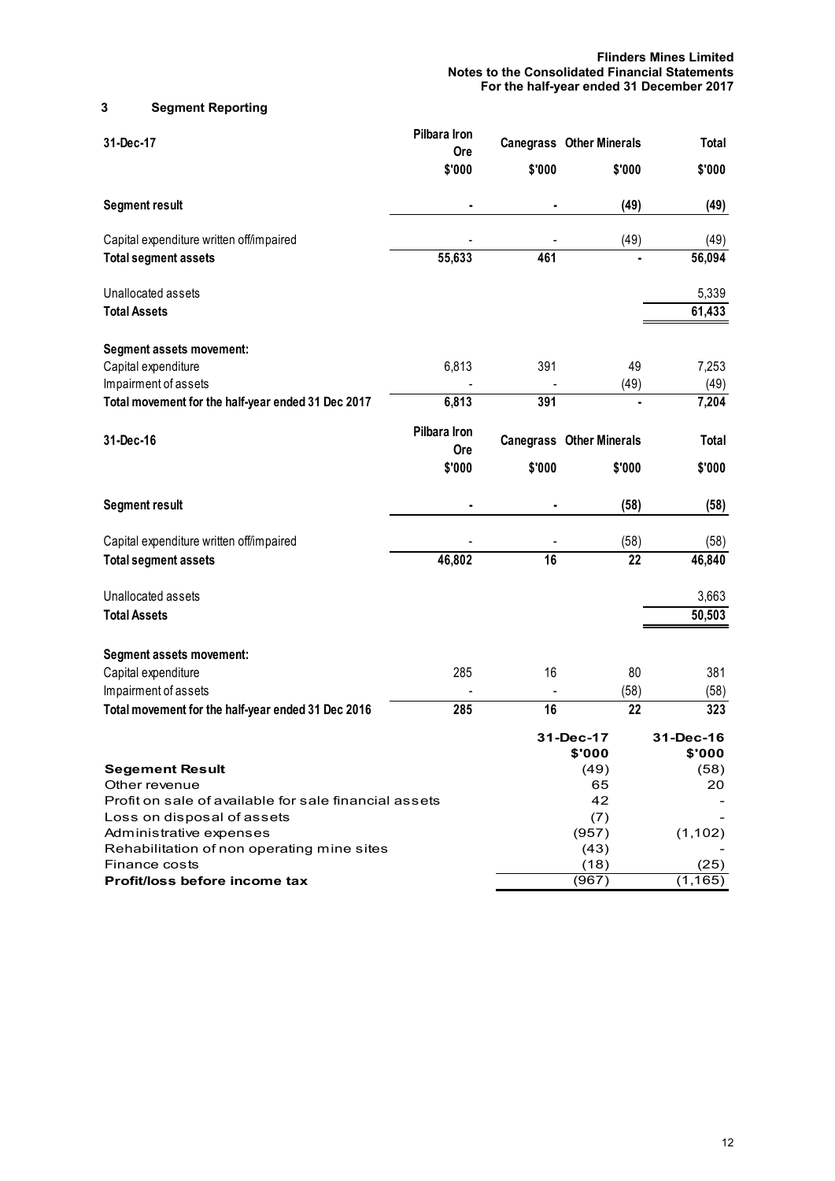## 3 Segment Reporting

| 31-Dec-17 | Pilbara Iron Ore | Canegrass | Other Minerals | Total |
|---|---|---|---|---|
| | $'000 | $'000 | $'000 | $'000 |
| **Segment result** | **-** | **-** | **(49)** | **(49)** |
| Capital expenditure written off/impaired | - | - | (49) | (49) |
| **Total segment assets** | **55,633** | **461** | **-** | **56,094** |
| Unallocated assets | | | | 5,339 |
| **Total Assets** | | | | **61,433** |
| **Segment assets movement:** | | | | |
| Capital expenditure | 6,813 | 391 | 49 | 7,253 |
| Impairment of assets | - | - | (49) | (49) |
| **Total movement for the half-year ended 31 Dec 2017** | **6,813** | **391** | **-** | **7,204** |

| 31-Dec-16 | Pilbara Iron Ore | Canegrass | Other Minerals | Total |
|---|---|---|---|---|
| | $'000 | $'000 | $'000 | $'000 |
| **Segment result** | **-** | **-** | **(58)** | **(58)** |
| Capital expenditure written off/impaired | - | - | (58) | (58) |
| **Total segment assets** | **46,802** | **16** | **22** | **46,840** |
| Unallocated assets | | | | 3,663 |
| **Total Assets** | | | | **50,503** |
| **Segment assets movement:** | | | | |
| Capital expenditure | 285 | 16 | 80 | 381 |
| Impairment of assets | - | - | (58) | (58) |
| **Total movement for the half-year ended 31 Dec 2016** | **285** | **16** | **22** | **323** |

| | 31-Dec-17 | 31-Dec-16 |
|---|---|---|
| | $'000 | $'000 |
| **Segement Result** | (49) | (58) |
| Other revenue | 65 | 20 |
| Profit on sale of available for sale financial assets | 42 | - |
| Loss on disposal of assets | (7) | - |
| Administrative expenses | (957) | (1,102) |
| Rehabilitation of non operating mine sites | (43) | - |
| Finance costs | (18) | (25) |
| **Profit/loss before income tax** | (967) | (1,165) |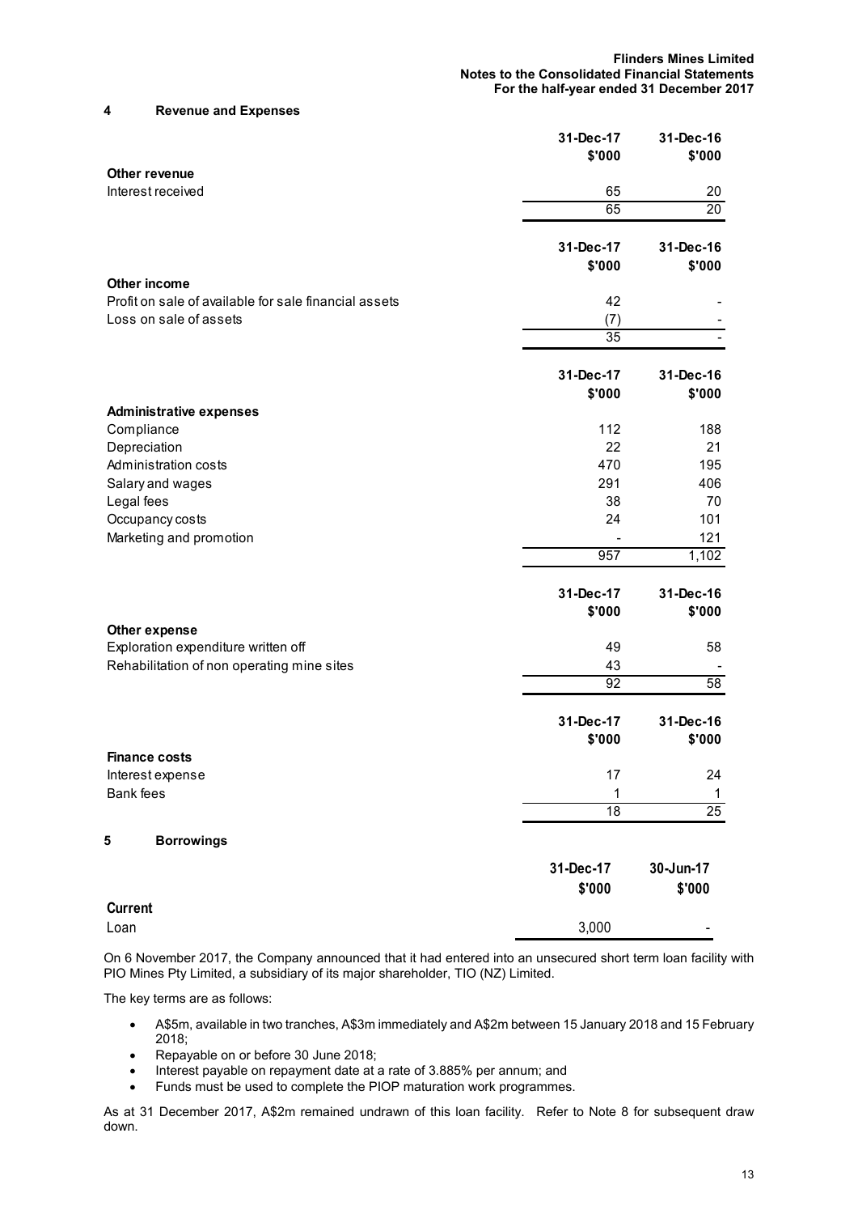## 4 Revenue and Expenses

| | 31-Dec-17 $'000 | 31-Dec-16 $'000 |
|---|---|---|
| **Other revenue** | | |
| Interest received | 65 | 20 |
| | 65 | 20 |

| | 31-Dec-17 $'000 | 31-Dec-16 $'000 |
|---|---|---|
| **Other income** | | |
| Profit on sale of available for sale financial assets | 42 | - |
| Loss on sale of assets | (7) | - |
| | 35 | - |

| | 31-Dec-17 $'000 | 31-Dec-16 $'000 |
|---|---|---|
| **Administrative expenses** | | |
| Compliance | 112 | 188 |
| Depreciation | 22 | 21 |
| Administration costs | 470 | 195 |
| Salary and wages | 291 | 406 |
| Legal fees | 38 | 70 |
| Occupancy costs | 24 | 101 |
| Marketing and promotion | - | 121 |
| | 957 | 1,102 |

| | 31-Dec-17 $'000 | 31-Dec-16 $'000 |
|---|---|---|
| **Other expense** | | |
| Exploration expenditure written off | 49 | 58 |
| Rehabilitation of non operating mine sites | 43 | - |
| | 92 | 58 |

| | 31-Dec-17 $'000 | 31-Dec-16 $'000 |
|---|---|---|
| **Finance costs** | | |
| Interest expense | 17 | 24 |
| Bank fees | 1 | 1 |
| | 18 | 25 |

## 5 Borrowings

| | 31-Dec-17 $'000 | 30-Jun-17 $'000 |
|---|---|---|
| **Current** | | |
| Loan | 3,000 | - |

On 6 November 2017, the Company announced that it had entered into an unsecured short term loan facility with PIO Mines Pty Limited, a subsidiary of its major shareholder, TIO (NZ) Limited.

The key terms are as follows:

- A$5m, available in two tranches, A$3m immediately and A$2m between 15 January 2018 and 15 February 2018;
- Repayable on or before 30 June 2018;
- Interest payable on repayment date at a rate of 3.885% per annum; and
- Funds must be used to complete the PIOP maturation work programmes.

As at 31 December 2017, A$2m remained undrawn of this loan facility. Refer to Note 8 for subsequent draw down.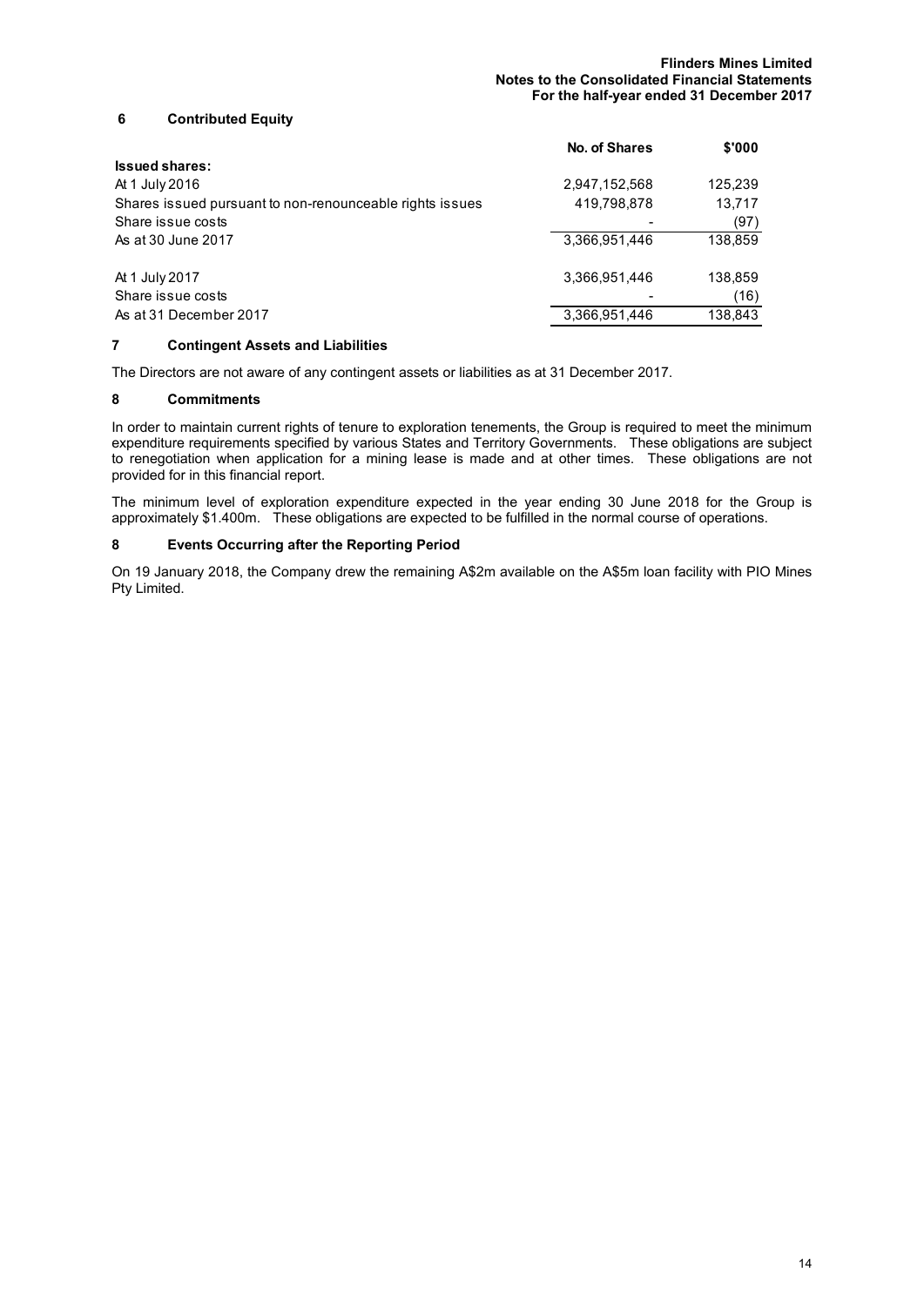## 6 Contributed Equity

| | No. of Shares | $'000 |
|---|---|---|
| **Issued shares:** | | |
| At 1 July 2016 | 2,947,152,568 | 125,239 |
| Shares issued pursuant to non-renounceable rights issues | 419,798,878 | 13,717 |
| Share issue costs | - | (97) |
| As at 30 June 2017 | 3,366,951,446 | 138,859 |
| | | |
| At 1 July 2017 | 3,366,951,446 | 138,859 |
| Share issue costs | - | (16) |
| As at 31 December 2017 | 3,366,951,446 | 138,843 |

## 7 Contingent Assets and Liabilities

The Directors are not aware of any contingent assets or liabilities as at 31 December 2017.

## 8 Commitments

In order to maintain current rights of tenure to exploration tenements, the Group is required to meet the minimum expenditure requirements specified by various States and Territory Governments. These obligations are subject to renegotiation when application for a mining lease is made and at other times. These obligations are not provided for in this financial report.

The minimum level of exploration expenditure expected in the year ending 30 June 2018 for the Group is approximately $1.400m. These obligations are expected to be fulfilled in the normal course of operations.

## 8 Events Occurring after the Reporting Period

On 19 January 2018, the Company drew the remaining A$2m available on the A$5m loan facility with PIO Mines Pty Limited.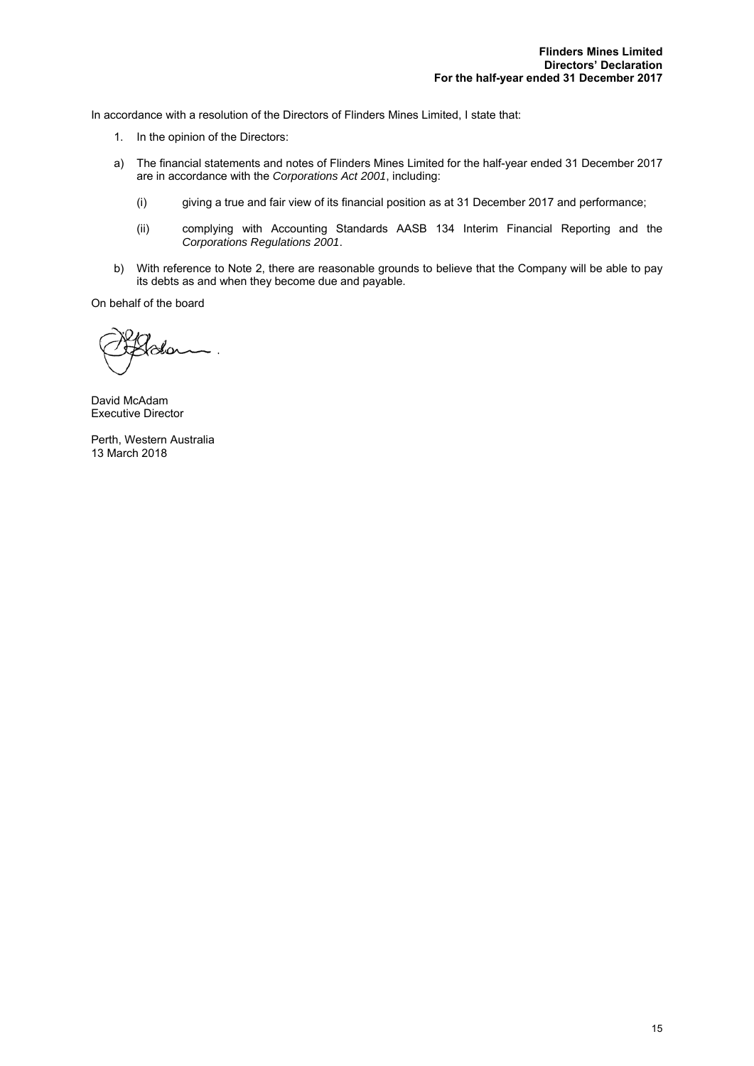**Flinders Mines Limited**
**Directors' Declaration**
**For the half-year ended 31 December 2017**

In accordance with a resolution of the Directors of Flinders Mines Limited, I state that:

1. In the opinion of the Directors:

a) The financial statements and notes of Flinders Mines Limited for the half-year ended 31 December 2017 are in accordance with the *Corporations Act 2001*, including:

   (i) giving a true and fair view of its financial position as at 31 December 2017 and performance;

   (ii) complying with Accounting Standards AASB 134 Interim Financial Reporting and the *Corporations Regulations 2001*.

b) With reference to Note 2, there are reasonable grounds to believe that the Company will be able to pay its debts as and when they become due and payable.

On behalf of the board

David McAdam
Executive Director

Perth, Western Australia
13 March 2018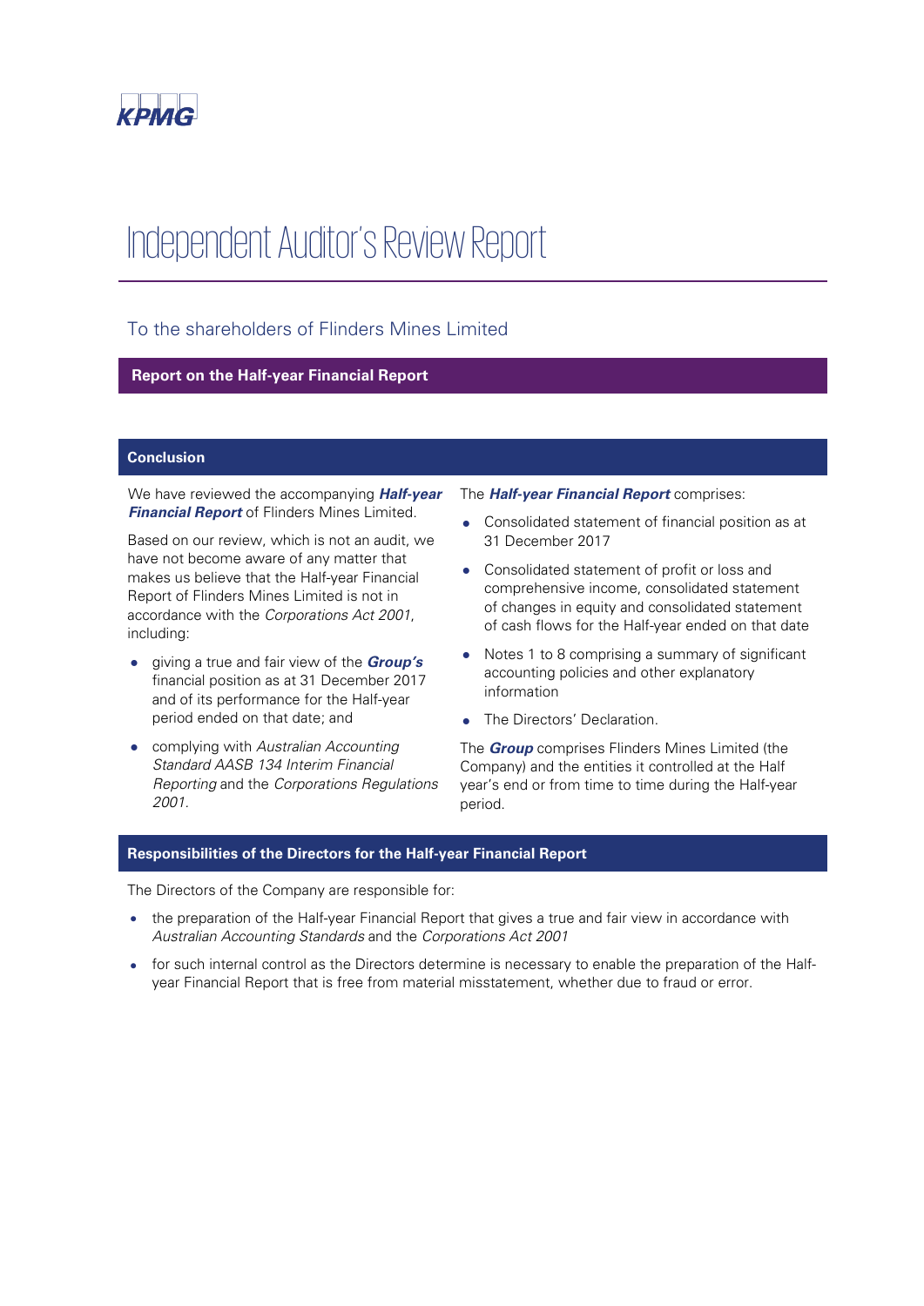KPMG

# Independent Auditor's Review Report

## To the shareholders of Flinders Mines Limited

### Report on the Half-year Financial Report

#### Conclusion

We have reviewed the accompanying ***Half-year Financial Report*** of Flinders Mines Limited.

Based on our review, which is not an audit, we have not become aware of any matter that makes us believe that the Half-year Financial Report of Flinders Mines Limited is not in accordance with the *Corporations Act 2001*, including:

- giving a true and fair view of the ***Group's*** financial position as at 31 December 2017 and of its performance for the Half-year period ended on that date; and
- complying with *Australian Accounting Standard AASB 134 Interim Financial Reporting* and the *Corporations Regulations 2001*.

The ***Half-year Financial Report*** comprises:

- Consolidated statement of financial position as at 31 December 2017
- Consolidated statement of profit or loss and comprehensive income, consolidated statement of changes in equity and consolidated statement of cash flows for the Half-year ended on that date
- Notes 1 to 8 comprising a summary of significant accounting policies and other explanatory information
- The Directors' Declaration.

The ***Group*** comprises Flinders Mines Limited (the Company) and the entities it controlled at the Half year's end or from time to time during the Half-year period.

#### Responsibilities of the Directors for the Half-year Financial Report

The Directors of the Company are responsible for:

- the preparation of the Half-year Financial Report that gives a true and fair view in accordance with *Australian Accounting Standards* and the *Corporations Act 2001*
- for such internal control as the Directors determine is necessary to enable the preparation of the Half-year Financial Report that is free from material misstatement, whether due to fraud or error.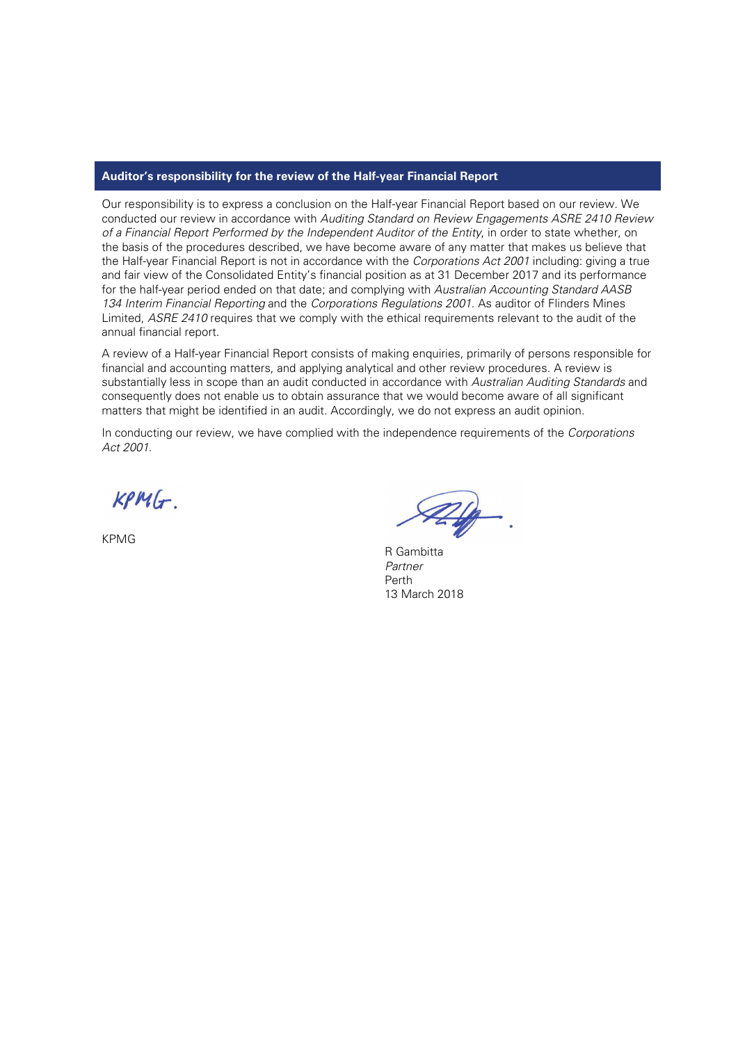## Auditor's responsibility for the review of the Half-year Financial Report

Our responsibility is to express a conclusion on the Half-year Financial Report based on our review. We conducted our review in accordance with *Auditing Standard on Review Engagements ASRE 2410 Review of a Financial Report Performed by the Independent Auditor of the Entity*, in order to state whether, on the basis of the procedures described, we have become aware of any matter that makes us believe that the Half-year Financial Report is not in accordance with the *Corporations Act 2001* including: giving a true and fair view of the Consolidated Entity's financial position as at 31 December 2017 and its performance for the half-year period ended on that date; and complying with *Australian Accounting Standard AASB 134 Interim Financial Reporting* and the *Corporations Regulations 2001*. As auditor of Flinders Mines Limited, *ASRE 2410* requires that we comply with the ethical requirements relevant to the audit of the annual financial report.

A review of a Half-year Financial Report consists of making enquiries, primarily of persons responsible for financial and accounting matters, and applying analytical and other review procedures. A review is substantially less in scope than an audit conducted in accordance with *Australian Auditing Standards* and consequently does not enable us to obtain assurance that we would become aware of all significant matters that might be identified in an audit. Accordingly, we do not express an audit opinion.

In conducting our review, we have complied with the independence requirements of the *Corporations Act 2001*.

KPMG

R Gambitta
*Partner*
Perth
13 March 2018